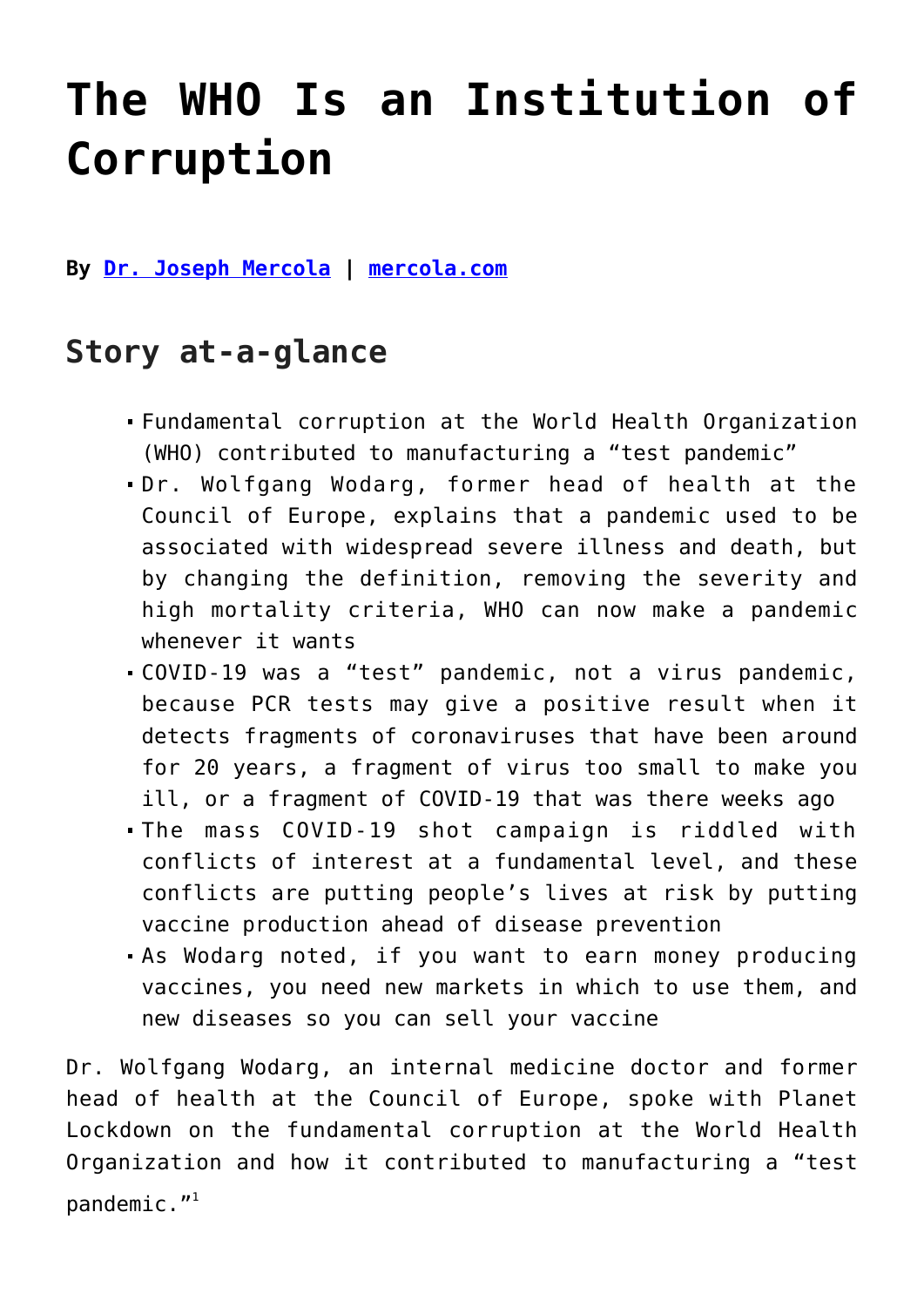# The WHO Is an Institution of Corruption

**By [Dr. Joseph Mercola](#) | [mercola.com](#)**

## Story at-a-glance

- Fundamental corruption at the World Health Organization (WHO) contributed to manufacturing a "test pandemic"
- Dr. Wolfgang Wodarg, former head of health at the Council of Europe, explains that a pandemic used to be associated with widespread severe illness and death, but by changing the definition, removing the severity and high mortality criteria, WHO can now make a pandemic whenever it wants
- COVID-19 was a "test" pandemic, not a virus pandemic, because PCR tests may give a positive result when it detects fragments of coronaviruses that have been around for 20 years, a fragment of virus too small to make you ill, or a fragment of COVID-19 that was there weeks ago
- The mass COVID-19 shot campaign is riddled with conflicts of interest at a fundamental level, and these conflicts are putting people's lives at risk by putting vaccine production ahead of disease prevention
- As Wodarg noted, if you want to earn money producing vaccines, you need new markets in which to use them, and new diseases so you can sell your vaccine

Dr. Wolfgang Wodarg, an internal medicine doctor and former head of health at the Council of Europe, spoke with Planet Lockdown on the fundamental corruption at the World Health Organization and how it contributed to manufacturing a "test pandemic."[1]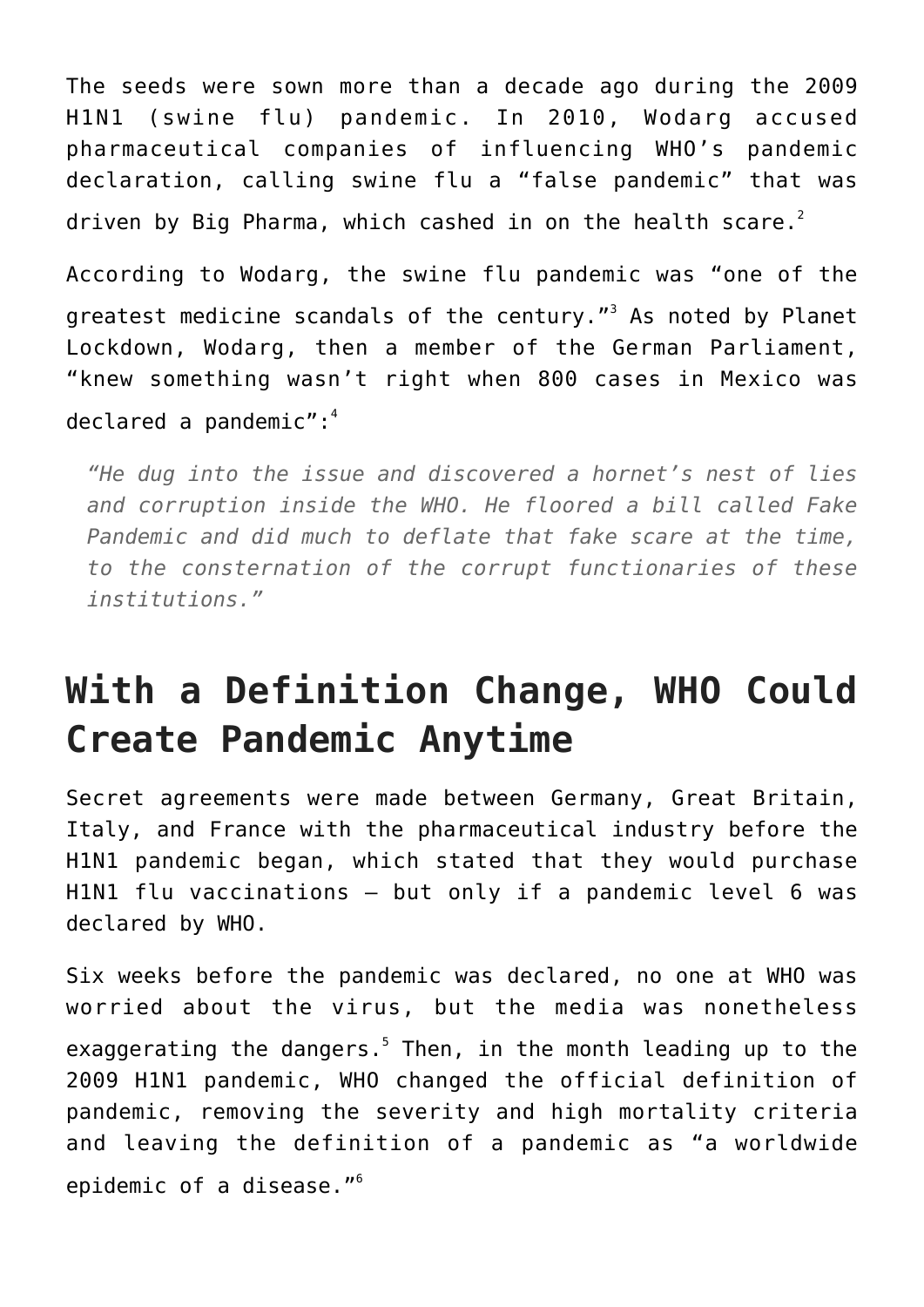The seeds were sown more than a decade ago during the 2009 H1N1 (swine flu) pandemic. In 2010, Wodarg accused pharmaceutical companies of influencing WHO's pandemic declaration, calling swine flu a "false pandemic" that was driven by Big Pharma, which cashed in on the health scare.[2]

According to Wodarg, the swine flu pandemic was "one of the greatest medicine scandals of the century."[3] As noted by Planet Lockdown, Wodarg, then a member of the German Parliament, "knew something wasn't right when 800 cases in Mexico was declared a pandemic":[4]

> *"He dug into the issue and discovered a hornet's nest of lies and corruption inside the WHO. He floored a bill called Fake Pandemic and did much to deflate that fake scare at the time, to the consternation of the corrupt functionaries of these institutions."*

## With a Definition Change, WHO Could Create Pandemic Anytime

Secret agreements were made between Germany, Great Britain, Italy, and France with the pharmaceutical industry before the H1N1 pandemic began, which stated that they would purchase H1N1 flu vaccinations — but only if a pandemic level 6 was declared by WHO.

Six weeks before the pandemic was declared, no one at WHO was worried about the virus, but the media was nonetheless exaggerating the dangers.[5] Then, in the month leading up to the 2009 H1N1 pandemic, WHO changed the official definition of pandemic, removing the severity and high mortality criteria and leaving the definition of a pandemic as "a worldwide epidemic of a disease."[6]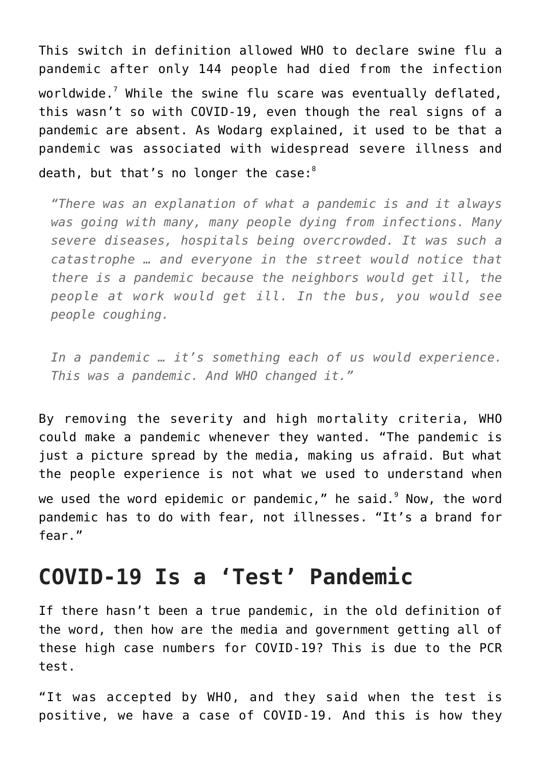This switch in definition allowed WHO to declare swine flu a pandemic after only 144 people had died from the infection worldwide.[7] While the swine flu scare was eventually deflated, this wasn't so with COVID-19, even though the real signs of a pandemic are absent. As Wodarg explained, it used to be that a pandemic was associated with widespread severe illness and death, but that's no longer the case:[8]

> *"There was an explanation of what a pandemic is and it always was going with many, many people dying from infections. Many severe diseases, hospitals being overcrowded. It was such a catastrophe … and everyone in the street would notice that there is a pandemic because the neighbors would get ill, the people at work would get ill. In the bus, you would see people coughing.*
>
> *In a pandemic … it's something each of us would experience. This was a pandemic. And WHO changed it."*

By removing the severity and high mortality criteria, WHO could make a pandemic whenever they wanted. "The pandemic is just a picture spread by the media, making us afraid. But what the people experience is not what we used to understand when we used the word epidemic or pandemic," he said.[9] Now, the word pandemic has to do with fear, not illnesses. "It's a brand for fear."

## COVID-19 Is a 'Test' Pandemic

If there hasn't been a true pandemic, in the old definition of the word, then how are the media and government getting all of these high case numbers for COVID-19? This is due to the PCR test.

"It was accepted by WHO, and they said when the test is positive, we have a case of COVID-19. And this is how they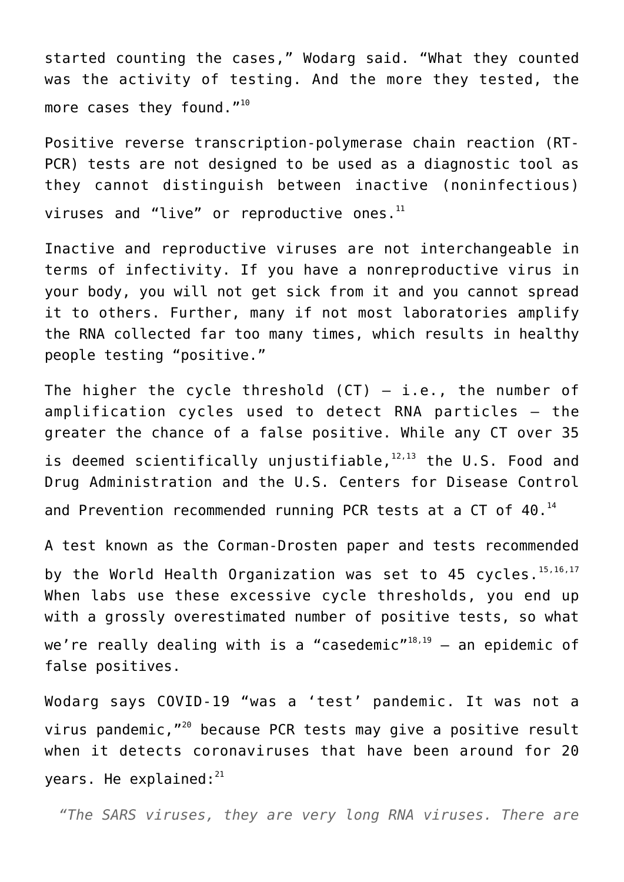started counting the cases," Wodarg said. "What they counted was the activity of testing. And the more they tested, the more cases they found."[10]

Positive reverse transcription-polymerase chain reaction (RT-PCR) tests are not designed to be used as a diagnostic tool as they cannot distinguish between inactive (noninfectious) viruses and "live" or reproductive ones.[11]

Inactive and reproductive viruses are not interchangeable in terms of infectivity. If you have a nonreproductive virus in your body, you will not get sick from it and you cannot spread it to others. Further, many if not most laboratories amplify the RNA collected far too many times, which results in healthy people testing "positive."

The higher the cycle threshold (CT) — i.e., the number of amplification cycles used to detect RNA particles — the greater the chance of a false positive. While any CT over 35 is deemed scientifically unjustifiable,[12,13] the U.S. Food and Drug Administration and the U.S. Centers for Disease Control and Prevention recommended running PCR tests at a CT of 40.[14]

A test known as the Corman-Drosten paper and tests recommended by the World Health Organization was set to 45 cycles.[15,16,17] When labs use these excessive cycle thresholds, you end up with a grossly overestimated number of positive tests, so what we're really dealing with is a "casedemic"[18,19] — an epidemic of false positives.

Wodarg says COVID-19 "was a 'test' pandemic. It was not a virus pandemic,"[20] because PCR tests may give a positive result when it detects coronaviruses that have been around for 20 years. He explained:[21]

> *"The SARS viruses, they are very long RNA viruses. There are*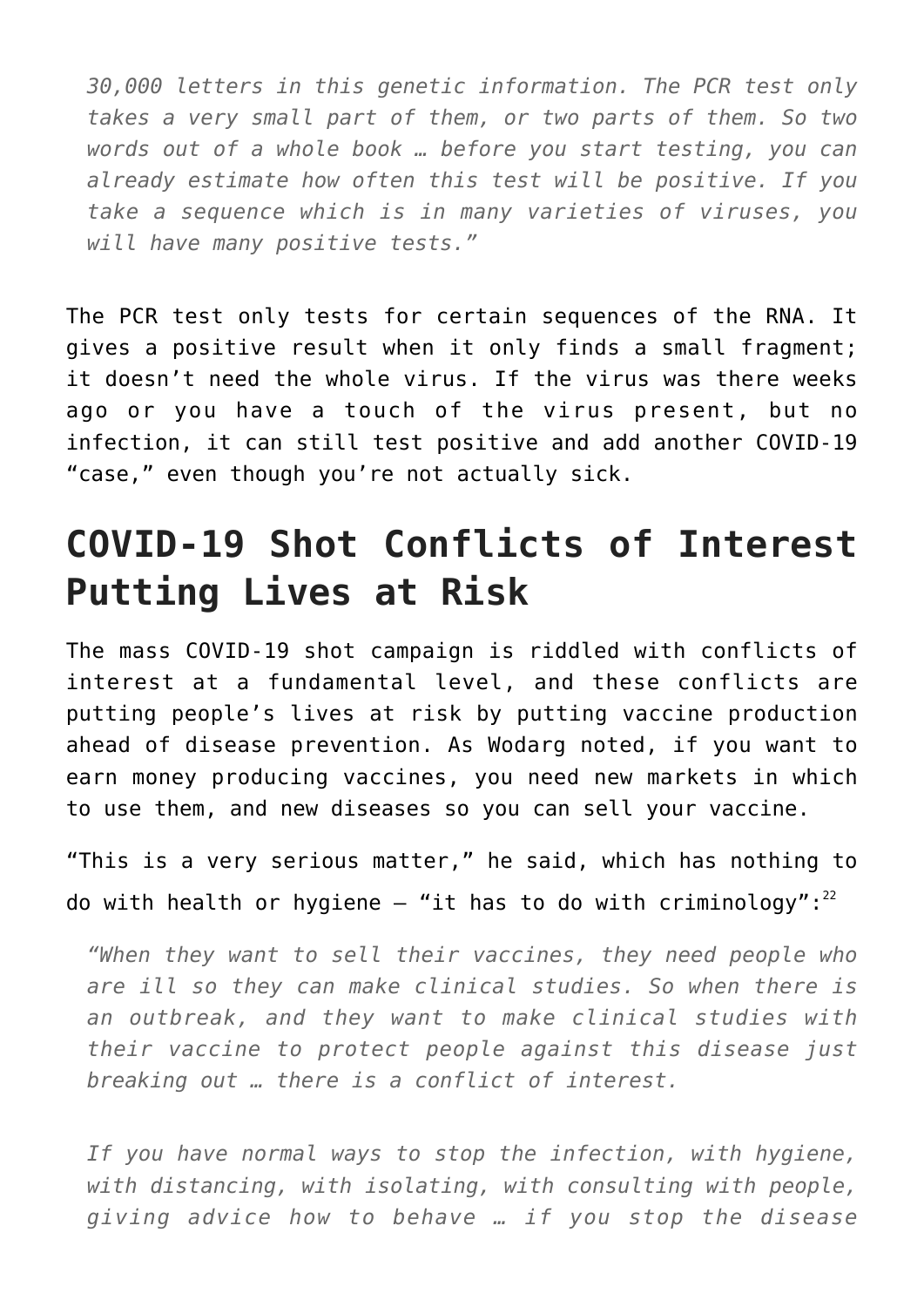*30,000 letters in this genetic information. The PCR test only takes a very small part of them, or two parts of them. So two words out of a whole book … before you start testing, you can already estimate how often this test will be positive. If you take a sequence which is in many varieties of viruses, you will have many positive tests."*

The PCR test only tests for certain sequences of the RNA. It gives a positive result when it only finds a small fragment; it doesn't need the whole virus. If the virus was there weeks ago or you have a touch of the virus present, but no infection, it can still test positive and add another COVID-19 "case," even though you're not actually sick.

## COVID-19 Shot Conflicts of Interest Putting Lives at Risk

The mass COVID-19 shot campaign is riddled with conflicts of interest at a fundamental level, and these conflicts are putting people's lives at risk by putting vaccine production ahead of disease prevention. As Wodarg noted, if you want to earn money producing vaccines, you need new markets in which to use them, and new diseases so you can sell your vaccine.

"This is a very serious matter," he said, which has nothing to do with health or hygiene — "it has to do with criminology":[22]

*"When they want to sell their vaccines, they need people who are ill so they can make clinical studies. So when there is an outbreak, and they want to make clinical studies with their vaccine to protect people against this disease just breaking out … there is a conflict of interest.*

*If you have normal ways to stop the infection, with hygiene, with distancing, with isolating, with consulting with people, giving advice how to behave … if you stop the disease*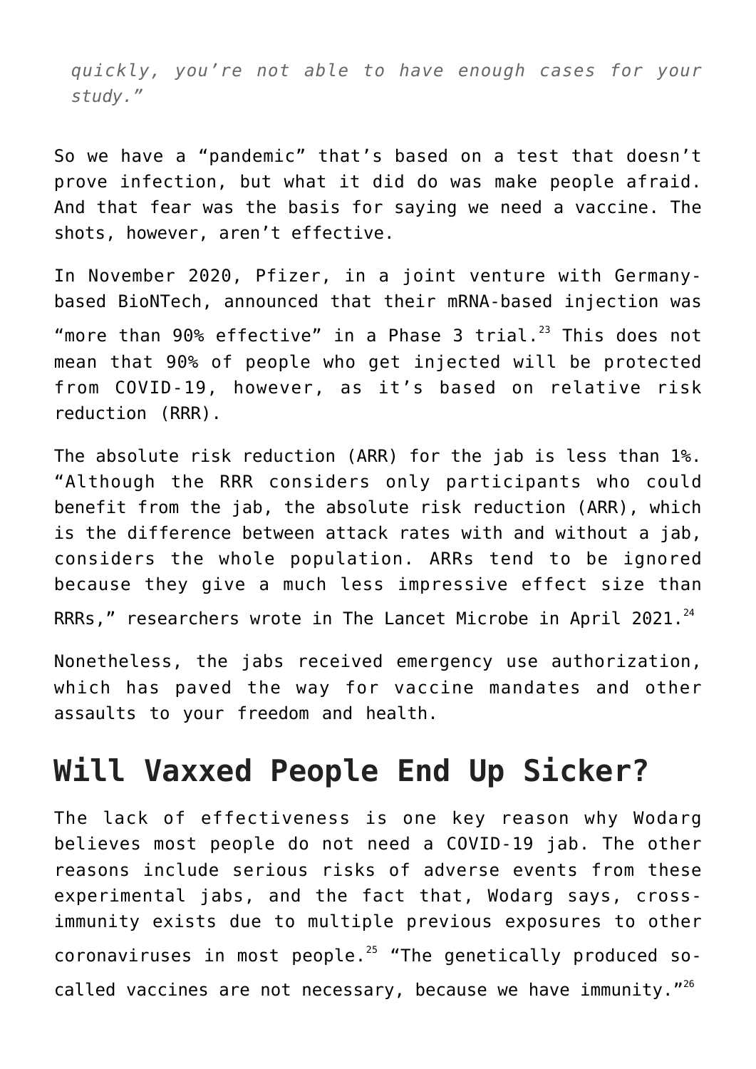*quickly, you're not able to have enough cases for your study."*

So we have a "pandemic" that's based on a test that doesn't prove infection, but what it did do was make people afraid. And that fear was the basis for saying we need a vaccine. The shots, however, aren't effective.

In November 2020, Pfizer, in a joint venture with Germany-based BioNTech, announced that their mRNA-based injection was "more than 90% effective" in a Phase 3 trial.[23] This does not mean that 90% of people who get injected will be protected from COVID-19, however, as it's based on relative risk reduction (RRR).

The absolute risk reduction (ARR) for the jab is less than 1%. "Although the RRR considers only participants who could benefit from the jab, the absolute risk reduction (ARR), which is the difference between attack rates with and without a jab, considers the whole population. ARRs tend to be ignored because they give a much less impressive effect size than RRRs," researchers wrote in The Lancet Microbe in April 2021.[24]

Nonetheless, the jabs received emergency use authorization, which has paved the way for vaccine mandates and other assaults to your freedom and health.

## Will Vaxxed People End Up Sicker?

The lack of effectiveness is one key reason why Wodarg believes most people do not need a COVID-19 jab. The other reasons include serious risks of adverse events from these experimental jabs, and the fact that, Wodarg says, cross-immunity exists due to multiple previous exposures to other coronaviruses in most people.[25] "The genetically produced so-called vaccines are not necessary, because we have immunity."[26]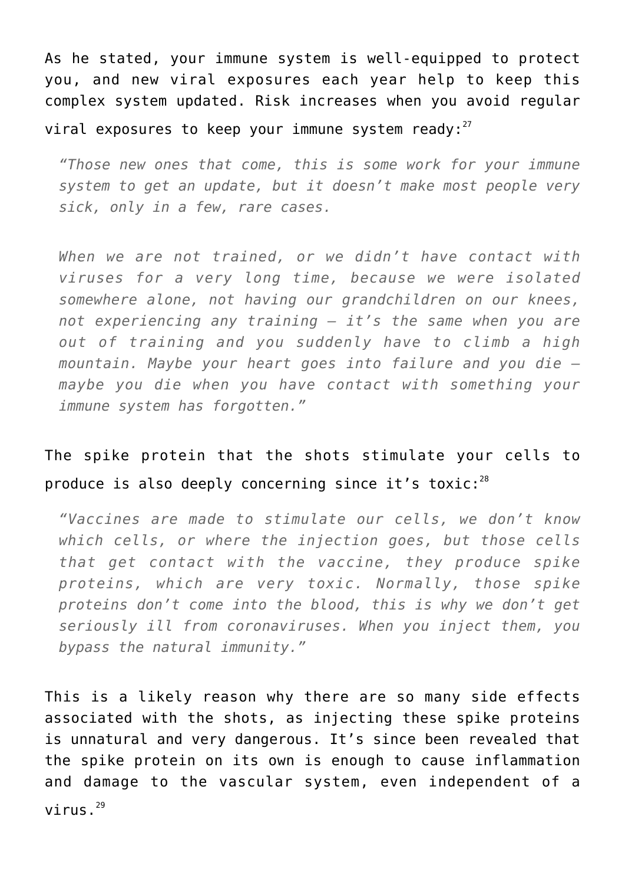As he stated, your immune system is well-equipped to protect you, and new viral exposures each year help to keep this complex system updated. Risk increases when you avoid regular viral exposures to keep your immune system ready:[27]

> *"Those new ones that come, this is some work for your immune system to get an update, but it doesn't make most people very sick, only in a few, rare cases.*
>
> *When we are not trained, or we didn't have contact with viruses for a very long time, because we were isolated somewhere alone, not having our grandchildren on our knees, not experiencing any training — it's the same when you are out of training and you suddenly have to climb a high mountain. Maybe your heart goes into failure and you die — maybe you die when you have contact with something your immune system has forgotten."*

The spike protein that the shots stimulate your cells to produce is also deeply concerning since it's toxic:[28]

> *"Vaccines are made to stimulate our cells, we don't know which cells, or where the injection goes, but those cells that get contact with the vaccine, they produce spike proteins, which are very toxic. Normally, those spike proteins don't come into the blood, this is why we don't get seriously ill from coronaviruses. When you inject them, you bypass the natural immunity."*

This is a likely reason why there are so many side effects associated with the shots, as injecting these spike proteins is unnatural and very dangerous. It's since been revealed that the spike protein on its own is enough to cause inflammation and damage to the vascular system, even independent of a virus.[29]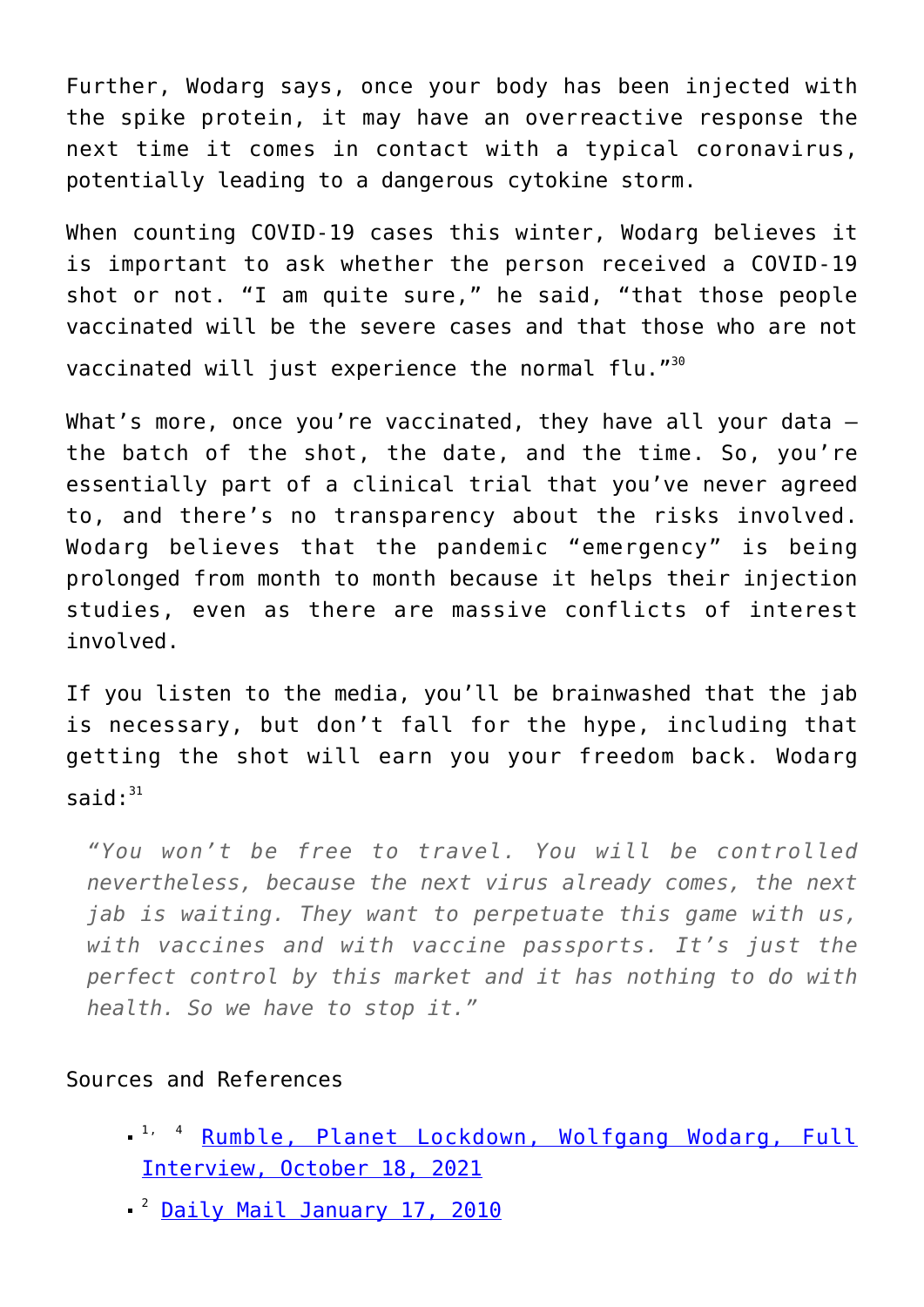Further, Wodarg says, once your body has been injected with the spike protein, it may have an overreactive response the next time it comes in contact with a typical coronavirus, potentially leading to a dangerous cytokine storm.

When counting COVID-19 cases this winter, Wodarg believes it is important to ask whether the person received a COVID-19 shot or not. "I am quite sure," he said, "that those people vaccinated will be the severe cases and that those who are not vaccinated will just experience the normal flu."[30]

What's more, once you're vaccinated, they have all your data — the batch of the shot, the date, and the time. So, you're essentially part of a clinical trial that you've never agreed to, and there's no transparency about the risks involved. Wodarg believes that the pandemic "emergency" is being prolonged from month to month because it helps their injection studies, even as there are massive conflicts of interest involved.

If you listen to the media, you'll be brainwashed that the jab is necessary, but don't fall for the hype, including that getting the shot will earn you your freedom back. Wodarg said:[31]

> *"You won't be free to travel. You will be controlled nevertheless, because the next virus already comes, the next jab is waiting. They want to perpetuate this game with us, with vaccines and with vaccine passports. It's just the perfect control by this market and it has nothing to do with health. So we have to stop it."*

Sources and References

- [1, 4] Rumble, Planet Lockdown, Wolfgang Wodarg, Full Interview, October 18, 2021
- [2] Daily Mail January 17, 2010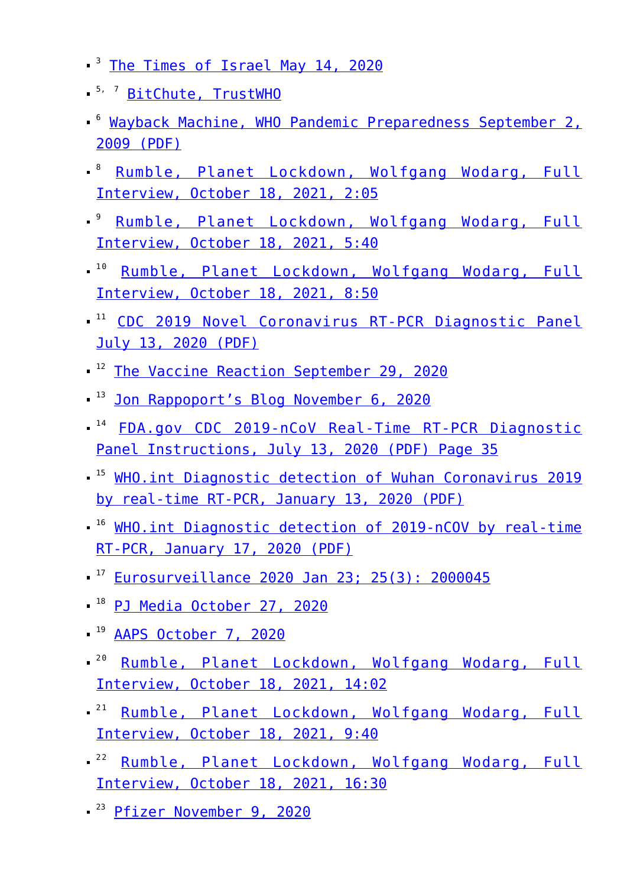- [3] The Times of Israel May 14, 2020
- [5, 7] BitChute, TrustWHO
- [6] Wayback Machine, WHO Pandemic Preparedness September 2, 2009 (PDF)
- [8] Rumble, Planet Lockdown, Wolfgang Wodarg, Full Interview, October 18, 2021, 2:05
- [9] Rumble, Planet Lockdown, Wolfgang Wodarg, Full Interview, October 18, 2021, 5:40
- [10] Rumble, Planet Lockdown, Wolfgang Wodarg, Full Interview, October 18, 2021, 8:50
- [11] CDC 2019 Novel Coronavirus RT-PCR Diagnostic Panel July 13, 2020 (PDF)
- [12] The Vaccine Reaction September 29, 2020
- [13] Jon Rappoport's Blog November 6, 2020
- [14] FDA.gov CDC 2019-nCoV Real-Time RT-PCR Diagnostic Panel Instructions, July 13, 2020 (PDF) Page 35
- [15] WHO.int Diagnostic detection of Wuhan Coronavirus 2019 by real-time RT-PCR, January 13, 2020 (PDF)
- [16] WHO.int Diagnostic detection of 2019-nCOV by real-time RT-PCR, January 17, 2020 (PDF)
- [17] Eurosurveillance 2020 Jan 23; 25(3): 2000045
- [18] PJ Media October 27, 2020
- [19] AAPS October 7, 2020
- [20] Rumble, Planet Lockdown, Wolfgang Wodarg, Full Interview, October 18, 2021, 14:02
- [21] Rumble, Planet Lockdown, Wolfgang Wodarg, Full Interview, October 18, 2021, 9:40
- [22] Rumble, Planet Lockdown, Wolfgang Wodarg, Full Interview, October 18, 2021, 16:30
- [23] Pfizer November 9, 2020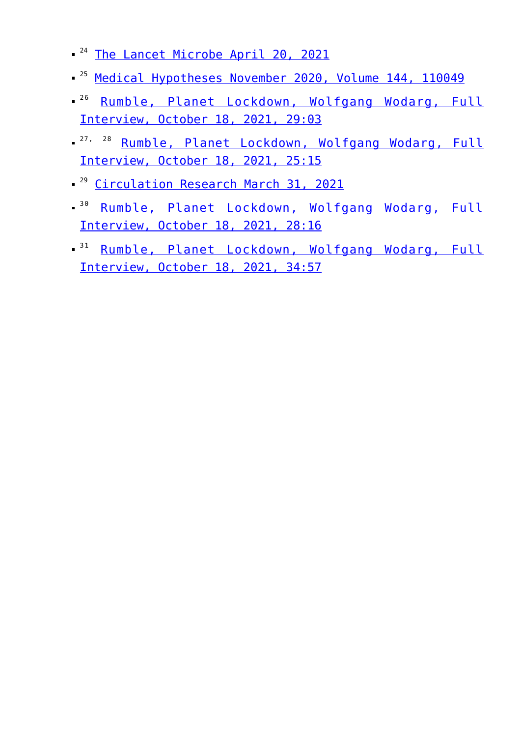- [24] The Lancet Microbe April 20, 2021
- [25] Medical Hypotheses November 2020, Volume 144, 110049
- [26] Rumble, Planet Lockdown, Wolfgang Wodarg, Full Interview, October 18, 2021, 29:03
- [27, 28] Rumble, Planet Lockdown, Wolfgang Wodarg, Full Interview, October 18, 2021, 25:15
- [29] Circulation Research March 31, 2021
- [30] Rumble, Planet Lockdown, Wolfgang Wodarg, Full Interview, October 18, 2021, 28:16
- [31] Rumble, Planet Lockdown, Wolfgang Wodarg, Full Interview, October 18, 2021, 34:57